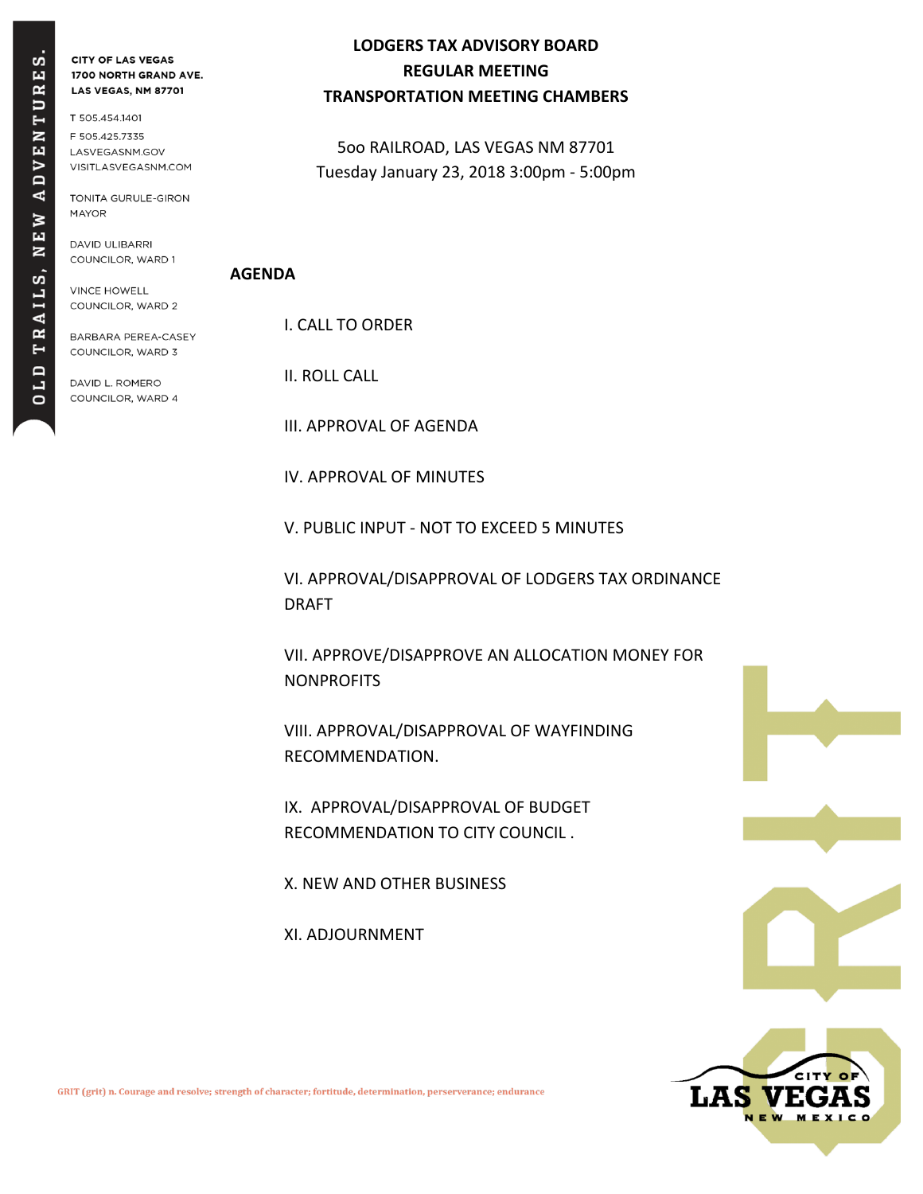OLD TRAILS, NEW ADVENTURES.

**CITY OF LAS VEGAS**
**1700 NORTH GRAND AVE.**
**LAS VEGAS, NM 87701**

T 505.454.1401
F 505.425.7335
LASVEGASNM.GOV
VISITLASVEGASNM.COM

TONITA GURULE-GIRON
MAYOR

DAVID ULIBARRI
COUNCILOR, WARD 1

VINCE HOWELL
COUNCILOR, WARD 2

BARBARA PEREA-CASEY
COUNCILOR, WARD 3

DAVID L. ROMERO
COUNCILOR, WARD 4

# LODGERS TAX ADVISORY BOARD
## REGULAR MEETING
## TRANSPORTATION MEETING CHAMBERS

5oo RAILROAD, LAS VEGAS NM 87701
Tuesday January 23, 2018 3:00pm - 5:00pm

**AGENDA**

I. CALL TO ORDER

II. ROLL CALL

III. APPROVAL OF AGENDA

IV. APPROVAL OF MINUTES

V. PUBLIC INPUT - NOT TO EXCEED 5 MINUTES

VI. APPROVAL/DISAPPROVAL OF LODGERS TAX ORDINANCE DRAFT

VII. APPROVE/DISAPPROVE AN ALLOCATION MONEY FOR NONPROFITS

VIII. APPROVAL/DISAPPROVAL OF WAYFINDING RECOMMENDATION.

IX. APPROVAL/DISAPPROVAL OF BUDGET RECOMMENDATION TO CITY COUNCIL .

X. NEW AND OTHER BUSINESS

XI. ADJOURNMENT

GRIT (grit) n. Courage and resolve; strength of character; fortitude, determination, perserverance; endurance

CITY OF LAS VEGAS NEW MEXICO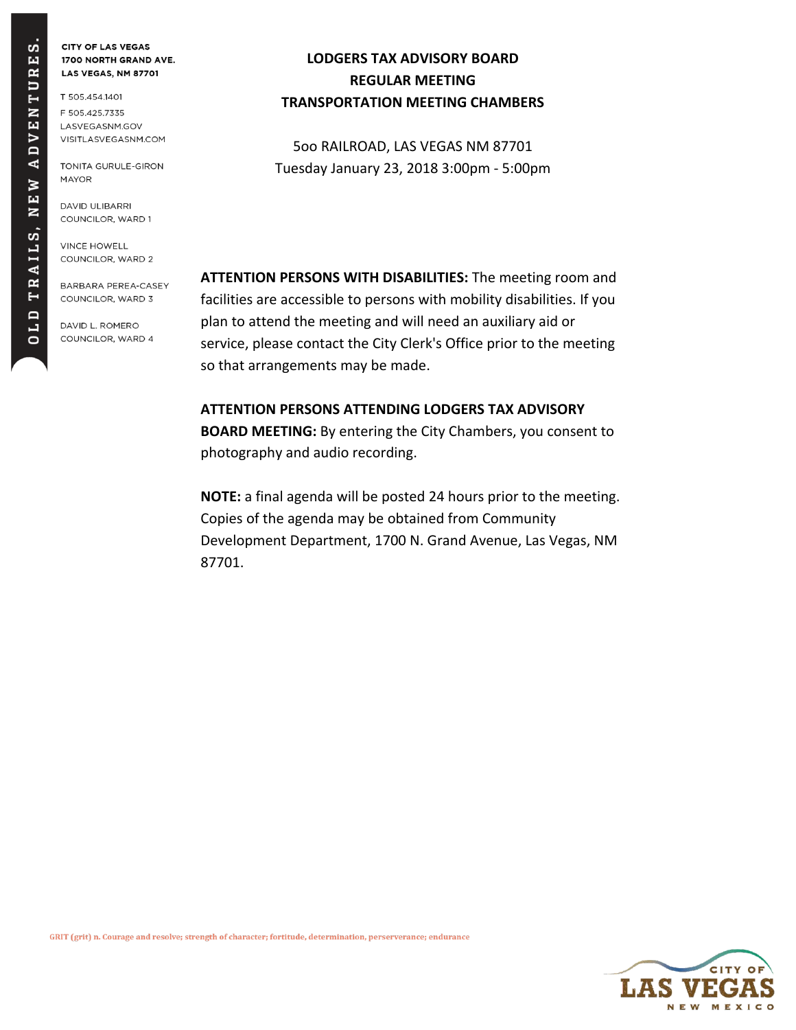CITY OF LAS VEGAS
1700 NORTH GRAND AVE.
LAS VEGAS, NM 87701

T 505.454.1401
F 505.425.7335
LASVEGASNM.GOV
VISITLASVEGASNM.COM

TONITA GURULE-GIRON
MAYOR

DAVID ULIBARRI
COUNCILOR, WARD 1

VINCE HOWELL
COUNCILOR, WARD 2

BARBARA PEREA-CASEY
COUNCILOR, WARD 3

DAVID L. ROMERO
COUNCILOR, WARD 4

**LODGERS TAX ADVISORY BOARD**
**REGULAR MEETING**
**TRANSPORTATION MEETING CHAMBERS**

5oo RAILROAD, LAS VEGAS NM 87701
Tuesday January 23, 2018 3:00pm - 5:00pm

**ATTENTION PERSONS WITH DISABILITIES:** The meeting room and facilities are accessible to persons with mobility disabilities. If you plan to attend the meeting and will need an auxiliary aid or service, please contact the City Clerk's Office prior to the meeting so that arrangements may be made.

**ATTENTION PERSONS ATTENDING LODGERS TAX ADVISORY BOARD MEETING:** By entering the City Chambers, you consent to photography and audio recording.

**NOTE:** a final agenda will be posted 24 hours prior to the meeting. Copies of the agenda may be obtained from Community Development Department, 1700 N. Grand Avenue, Las Vegas, NM 87701.

GRIT (grit) n. Courage and resolve; strength of character; fortitude, determination, perserverance; endurance